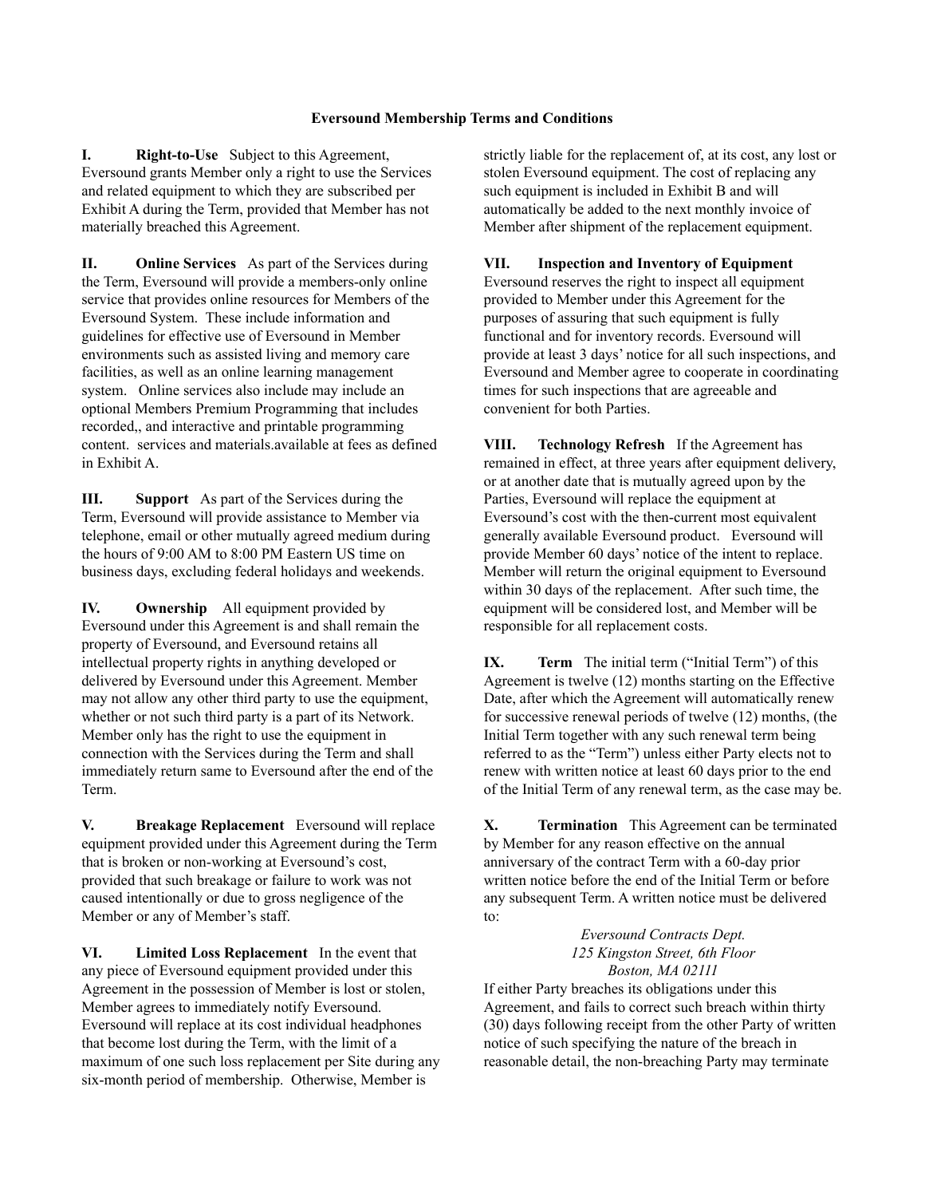**Eversound Membership Terms and Conditions**

**I. Right-to-Use** Subject to this Agreement, Eversound grants Member only a right to use the Services and related equipment to which they are subscribed per Exhibit A during the Term, provided that Member has not materially breached this Agreement.

**II. Online Services** As part of the Services during the Term, Eversound will provide a members-only online service that provides online resources for Members of the Eversound System. These include information and guidelines for effective use of Eversound in Member environments such as assisted living and memory care facilities, as well as an online learning management system. Online services also include may include an optional Members Premium Programming that includes recorded,, and interactive and printable programming content. services and materials.available at fees as defined in Exhibit A.

**III. Support** As part of the Services during the Term, Eversound will provide assistance to Member via telephone, email or other mutually agreed medium during the hours of 9:00 AM to 8:00 PM Eastern US time on business days, excluding federal holidays and weekends.

**IV. Ownership** All equipment provided by Eversound under this Agreement is and shall remain the property of Eversound, and Eversound retains all intellectual property rights in anything developed or delivered by Eversound under this Agreement. Member may not allow any other third party to use the equipment, whether or not such third party is a part of its Network. Member only has the right to use the equipment in connection with the Services during the Term and shall immediately return same to Eversound after the end of the Term.

**V. Breakage Replacement** Eversound will replace equipment provided under this Agreement during the Term that is broken or non-working at Eversound's cost, provided that such breakage or failure to work was not caused intentionally or due to gross negligence of the Member or any of Member's staff.

**VI. Limited Loss Replacement** In the event that any piece of Eversound equipment provided under this Agreement in the possession of Member is lost or stolen, Member agrees to immediately notify Eversound. Eversound will replace at its cost individual headphones that become lost during the Term, with the limit of a maximum of one such loss replacement per Site during any six-month period of membership. Otherwise, Member is strictly liable for the replacement of, at its cost, any lost or stolen Eversound equipment. The cost of replacing any such equipment is included in Exhibit B and will automatically be added to the next monthly invoice of Member after shipment of the replacement equipment.

**VII. Inspection and Inventory of Equipment** Eversound reserves the right to inspect all equipment provided to Member under this Agreement for the purposes of assuring that such equipment is fully functional and for inventory records. Eversound will provide at least 3 days' notice for all such inspections, and Eversound and Member agree to cooperate in coordinating times for such inspections that are agreeable and convenient for both Parties.

**VIII. Technology Refresh** If the Agreement has remained in effect, at three years after equipment delivery, or at another date that is mutually agreed upon by the Parties, Eversound will replace the equipment at Eversound's cost with the then-current most equivalent generally available Eversound product. Eversound will provide Member 60 days' notice of the intent to replace. Member will return the original equipment to Eversound within 30 days of the replacement. After such time, the equipment will be considered lost, and Member will be responsible for all replacement costs.

**IX. Term** The initial term ("Initial Term") of this Agreement is twelve (12) months starting on the Effective Date, after which the Agreement will automatically renew for successive renewal periods of twelve (12) months, (the Initial Term together with any such renewal term being referred to as the "Term") unless either Party elects not to renew with written notice at least 60 days prior to the end of the Initial Term of any renewal term, as the case may be.

**X. Termination** This Agreement can be terminated by Member for any reason effective on the annual anniversary of the contract Term with a 60-day prior written notice before the end of the Initial Term or before any subsequent Term. A written notice must be delivered to:

*Eversound Contracts Dept.*
*125 Kingston Street, 6th Floor*
*Boston, MA 02111*

If either Party breaches its obligations under this Agreement, and fails to correct such breach within thirty (30) days following receipt from the other Party of written notice of such specifying the nature of the breach in reasonable detail, the non-breaching Party may terminate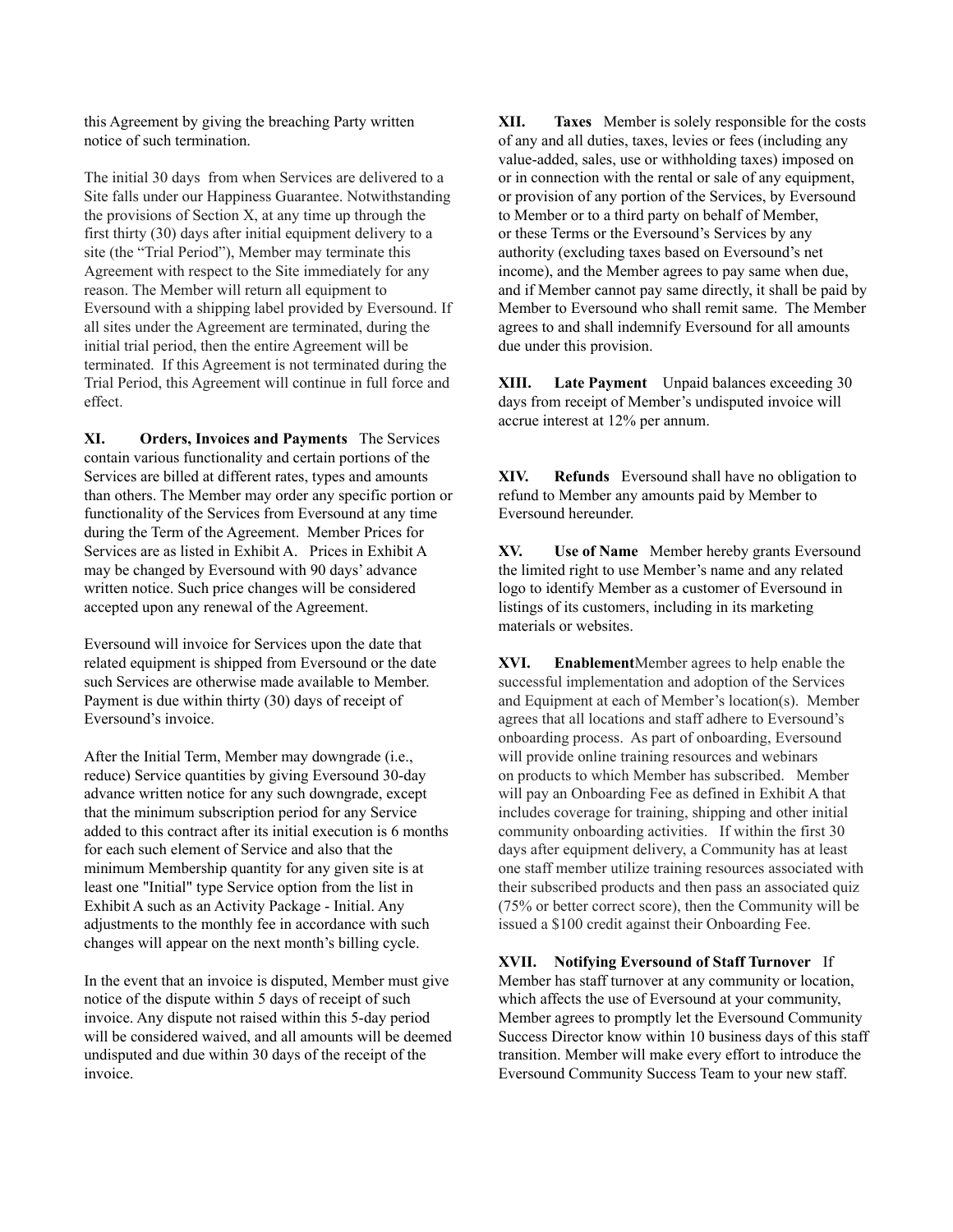this Agreement by giving the breaching Party written notice of such termination.

The initial 30 days from when Services are delivered to a Site falls under our Happiness Guarantee. Notwithstanding the provisions of Section X, at any time up through the first thirty (30) days after initial equipment delivery to a site (the "Trial Period"), Member may terminate this Agreement with respect to the Site immediately for any reason. The Member will return all equipment to Eversound with a shipping label provided by Eversound. If all sites under the Agreement are terminated, during the initial trial period, then the entire Agreement will be terminated. If this Agreement is not terminated during the Trial Period, this Agreement will continue in full force and effect.

**XI. Orders, Invoices and Payments** The Services contain various functionality and certain portions of the Services are billed at different rates, types and amounts than others. The Member may order any specific portion or functionality of the Services from Eversound at any time during the Term of the Agreement. Member Prices for Services are as listed in Exhibit A. Prices in Exhibit A may be changed by Eversound with 90 days' advance written notice. Such price changes will be considered accepted upon any renewal of the Agreement.

Eversound will invoice for Services upon the date that related equipment is shipped from Eversound or the date such Services are otherwise made available to Member. Payment is due within thirty (30) days of receipt of Eversound's invoice.

After the Initial Term, Member may downgrade (i.e., reduce) Service quantities by giving Eversound 30-day advance written notice for any such downgrade, except that the minimum subscription period for any Service added to this contract after its initial execution is 6 months for each such element of Service and also that the minimum Membership quantity for any given site is at least one "Initial" type Service option from the list in Exhibit A such as an Activity Package - Initial. Any adjustments to the monthly fee in accordance with such changes will appear on the next month's billing cycle.

In the event that an invoice is disputed, Member must give notice of the dispute within 5 days of receipt of such invoice. Any dispute not raised within this 5-day period will be considered waived, and all amounts will be deemed undisputed and due within 30 days of the receipt of the invoice.

**XII. Taxes** Member is solely responsible for the costs of any and all duties, taxes, levies or fees (including any value-added, sales, use or withholding taxes) imposed on or in connection with the rental or sale of any equipment, or provision of any portion of the Services, by Eversound to Member or to a third party on behalf of Member, or these Terms or the Eversound's Services by any authority (excluding taxes based on Eversound's net income), and the Member agrees to pay same when due, and if Member cannot pay same directly, it shall be paid by Member to Eversound who shall remit same. The Member agrees to and shall indemnify Eversound for all amounts due under this provision.

**XIII. Late Payment** Unpaid balances exceeding 30 days from receipt of Member's undisputed invoice will accrue interest at 12% per annum.

**XIV. Refunds** Eversound shall have no obligation to refund to Member any amounts paid by Member to Eversound hereunder.

**XV. Use of Name** Member hereby grants Eversound the limited right to use Member's name and any related logo to identify Member as a customer of Eversound in listings of its customers, including in its marketing materials or websites.

**XVI. Enablement** Member agrees to help enable the successful implementation and adoption of the Services and Equipment at each of Member's location(s). Member agrees that all locations and staff adhere to Eversound's onboarding process. As part of onboarding, Eversound will provide online training resources and webinars on products to which Member has subscribed. Member will pay an Onboarding Fee as defined in Exhibit A that includes coverage for training, shipping and other initial community onboarding activities. If within the first 30 days after equipment delivery, a Community has at least one staff member utilize training resources associated with their subscribed products and then pass an associated quiz (75% or better correct score), then the Community will be issued a $100 credit against their Onboarding Fee.

**XVII. Notifying Eversound of Staff Turnover** If Member has staff turnover at any community or location, which affects the use of Eversound at your community, Member agrees to promptly let the Eversound Community Success Director know within 10 business days of this staff transition. Member will make every effort to introduce the Eversound Community Success Team to your new staff.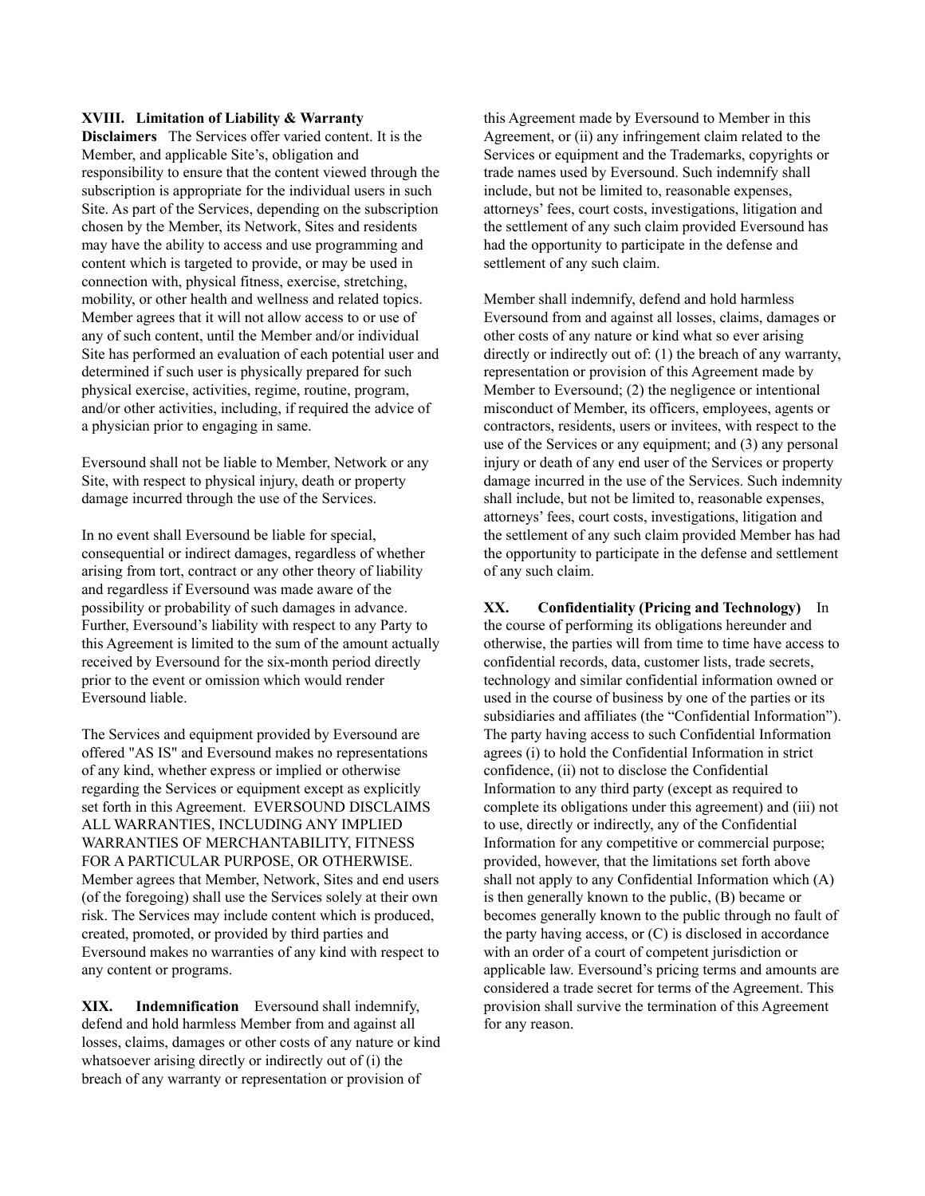**XVIII. Limitation of Liability & Warranty Disclaimers** The Services offer varied content. It is the Member, and applicable Site's, obligation and responsibility to ensure that the content viewed through the subscription is appropriate for the individual users in such Site. As part of the Services, depending on the subscription chosen by the Member, its Network, Sites and residents may have the ability to access and use programming and content which is targeted to provide, or may be used in connection with, physical fitness, exercise, stretching, mobility, or other health and wellness and related topics. Member agrees that it will not allow access to or use of any of such content, until the Member and/or individual Site has performed an evaluation of each potential user and determined if such user is physically prepared for such physical exercise, activities, regime, routine, program, and/or other activities, including, if required the advice of a physician prior to engaging in same.

Eversound shall not be liable to Member, Network or any Site, with respect to physical injury, death or property damage incurred through the use of the Services.

In no event shall Eversound be liable for special, consequential or indirect damages, regardless of whether arising from tort, contract or any other theory of liability and regardless if Eversound was made aware of the possibility or probability of such damages in advance. Further, Eversound's liability with respect to any Party to this Agreement is limited to the sum of the amount actually received by Eversound for the six-month period directly prior to the event or omission which would render Eversound liable.

The Services and equipment provided by Eversound are offered "AS IS" and Eversound makes no representations of any kind, whether express or implied or otherwise regarding the Services or equipment except as explicitly set forth in this Agreement. EVERSOUND DISCLAIMS ALL WARRANTIES, INCLUDING ANY IMPLIED WARRANTIES OF MERCHANTABILITY, FITNESS FOR A PARTICULAR PURPOSE, OR OTHERWISE. Member agrees that Member, Network, Sites and end users (of the foregoing) shall use the Services solely at their own risk. The Services may include content which is produced, created, promoted, or provided by third parties and Eversound makes no warranties of any kind with respect to any content or programs.

**XIX. Indemnification** Eversound shall indemnify, defend and hold harmless Member from and against all losses, claims, damages or other costs of any nature or kind whatsoever arising directly or indirectly out of (i) the breach of any warranty or representation or provision of this Agreement made by Eversound to Member in this Agreement, or (ii) any infringement claim related to the Services or equipment and the Trademarks, copyrights or trade names used by Eversound. Such indemnify shall include, but not be limited to, reasonable expenses, attorneys' fees, court costs, investigations, litigation and the settlement of any such claim provided Eversound has had the opportunity to participate in the defense and settlement of any such claim.

Member shall indemnify, defend and hold harmless Eversound from and against all losses, claims, damages or other costs of any nature or kind what so ever arising directly or indirectly out of: (1) the breach of any warranty, representation or provision of this Agreement made by Member to Eversound; (2) the negligence or intentional misconduct of Member, its officers, employees, agents or contractors, residents, users or invitees, with respect to the use of the Services or any equipment; and (3) any personal injury or death of any end user of the Services or property damage incurred in the use of the Services. Such indemnity shall include, but not be limited to, reasonable expenses, attorneys' fees, court costs, investigations, litigation and the settlement of any such claim provided Member has had the opportunity to participate in the defense and settlement of any such claim.

**XX. Confidentiality (Pricing and Technology)** In the course of performing its obligations hereunder and otherwise, the parties will from time to time have access to confidential records, data, customer lists, trade secrets, technology and similar confidential information owned or used in the course of business by one of the parties or its subsidiaries and affiliates (the "Confidential Information"). The party having access to such Confidential Information agrees (i) to hold the Confidential Information in strict confidence, (ii) not to disclose the Confidential Information to any third party (except as required to complete its obligations under this agreement) and (iii) not to use, directly or indirectly, any of the Confidential Information for any competitive or commercial purpose; provided, however, that the limitations set forth above shall not apply to any Confidential Information which (A) is then generally known to the public, (B) became or becomes generally known to the public through no fault of the party having access, or (C) is disclosed in accordance with an order of a court of competent jurisdiction or applicable law. Eversound's pricing terms and amounts are considered a trade secret for terms of the Agreement. This provision shall survive the termination of this Agreement for any reason.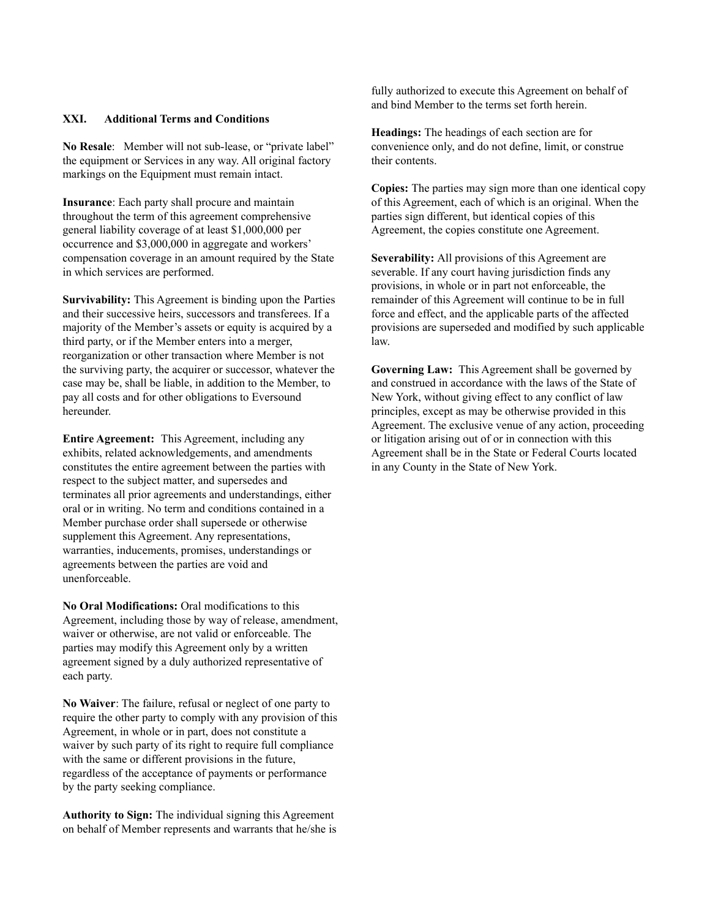## XXI. Additional Terms and Conditions

**No Resale**: Member will not sub-lease, or "private label" the equipment or Services in any way. All original factory markings on the Equipment must remain intact.

**Insurance**: Each party shall procure and maintain throughout the term of this agreement comprehensive general liability coverage of at least $1,000,000 per occurrence and $3,000,000 in aggregate and workers' compensation coverage in an amount required by the State in which services are performed.

**Survivability:** This Agreement is binding upon the Parties and their successive heirs, successors and transferees. If a majority of the Member's assets or equity is acquired by a third party, or if the Member enters into a merger, reorganization or other transaction where Member is not the surviving party, the acquirer or successor, whatever the case may be, shall be liable, in addition to the Member, to pay all costs and for other obligations to Eversound hereunder.

**Entire Agreement:** This Agreement, including any exhibits, related acknowledgements, and amendments constitutes the entire agreement between the parties with respect to the subject matter, and supersedes and terminates all prior agreements and understandings, either oral or in writing. No term and conditions contained in a Member purchase order shall supersede or otherwise supplement this Agreement. Any representations, warranties, inducements, promises, understandings or agreements between the parties are void and unenforceable.

**No Oral Modifications:** Oral modifications to this Agreement, including those by way of release, amendment, waiver or otherwise, are not valid or enforceable. The parties may modify this Agreement only by a written agreement signed by a duly authorized representative of each party.

**No Waiver**: The failure, refusal or neglect of one party to require the other party to comply with any provision of this Agreement, in whole or in part, does not constitute a waiver by such party of its right to require full compliance with the same or different provisions in the future, regardless of the acceptance of payments or performance by the party seeking compliance.

**Authority to Sign:** The individual signing this Agreement on behalf of Member represents and warrants that he/she is fully authorized to execute this Agreement on behalf of and bind Member to the terms set forth herein.

**Headings:** The headings of each section are for convenience only, and do not define, limit, or construe their contents.

**Copies:** The parties may sign more than one identical copy of this Agreement, each of which is an original. When the parties sign different, but identical copies of this Agreement, the copies constitute one Agreement.

**Severability:** All provisions of this Agreement are severable. If any court having jurisdiction finds any provisions, in whole or in part not enforceable, the remainder of this Agreement will continue to be in full force and effect, and the applicable parts of the affected provisions are superseded and modified by such applicable law.

**Governing Law:** This Agreement shall be governed by and construed in accordance with the laws of the State of New York, without giving effect to any conflict of law principles, except as may be otherwise provided in this Agreement. The exclusive venue of any action, proceeding or litigation arising out of or in connection with this Agreement shall be in the State or Federal Courts located in any County in the State of New York.